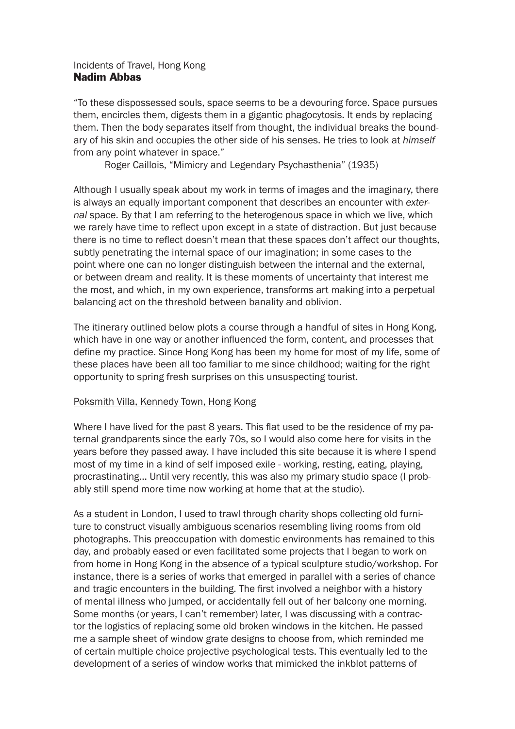Incidents of Travel, Hong Kong

**Nadim Abbas**

"To these dispossessed souls, space seems to be a devouring force. Space pursues them, encircles them, digests them in a gigantic phagocytosis. It ends by replacing them. Then the body separates itself from thought, the individual breaks the boundary of his skin and occupies the other side of his senses. He tries to look at *himself* from any point whatever in space."

Roger Caillois, "Mimicry and Legendary Psychasthenia" (1935)

Although I usually speak about my work in terms of images and the imaginary, there is always an equally important component that describes an encounter with *external* space. By that I am referring to the heterogenous space in which we live, which we rarely have time to reflect upon except in a state of distraction. But just because there is no time to reflect doesn't mean that these spaces don't affect our thoughts, subtly penetrating the internal space of our imagination; in some cases to the point where one can no longer distinguish between the internal and the external, or between dream and reality. It is these moments of uncertainty that interest me the most, and which, in my own experience, transforms art making into a perpetual balancing act on the threshold between banality and oblivion.

The itinerary outlined below plots a course through a handful of sites in Hong Kong, which have in one way or another influenced the form, content, and processes that define my practice. Since Hong Kong has been my home for most of my life, some of these places have been all too familiar to me since childhood; waiting for the right opportunity to spring fresh surprises on this unsuspecting tourist.

<u>Poksmith Villa, Kennedy Town, Hong Kong</u>

Where I have lived for the past 8 years. This flat used to be the residence of my paternal grandparents since the early 70s, so I would also come here for visits in the years before they passed away. I have included this site because it is where I spend most of my time in a kind of self imposed exile - working, resting, eating, playing, procrastinating... Until very recently, this was also my primary studio space (I probably still spend more time now working at home that at the studio).

As a student in London, I used to trawl through charity shops collecting old furniture to construct visually ambiguous scenarios resembling living rooms from old photographs. This preoccupation with domestic environments has remained to this day, and probably eased or even facilitated some projects that I began to work on from home in Hong Kong in the absence of a typical sculpture studio/workshop. For instance, there is a series of works that emerged in parallel with a series of chance and tragic encounters in the building. The first involved a neighbor with a history of mental illness who jumped, or accidentally fell out of her balcony one morning. Some months (or years, I can't remember) later, I was discussing with a contractor the logistics of replacing some old broken windows in the kitchen. He passed me a sample sheet of window grate designs to choose from, which reminded me of certain multiple choice projective psychological tests. This eventually led to the development of a series of window works that mimicked the inkblot patterns of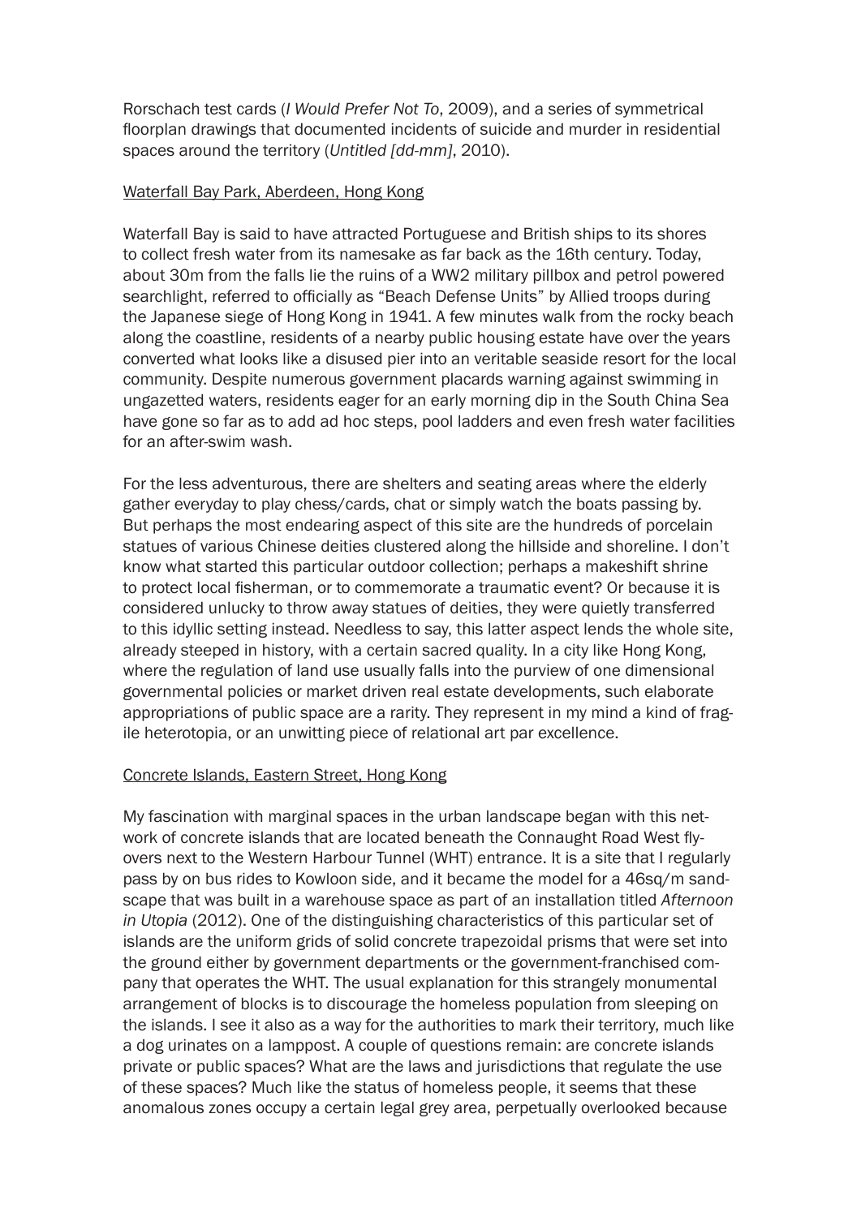Rorschach test cards (*I Would Prefer Not To*, 2009), and a series of symmetrical floorplan drawings that documented incidents of suicide and murder in residential spaces around the territory (*Untitled [dd-mm]*, 2010).

Waterfall Bay Park, Aberdeen, Hong Kong

Waterfall Bay is said to have attracted Portuguese and British ships to its shores to collect fresh water from its namesake as far back as the 16th century. Today, about 30m from the falls lie the ruins of a WW2 military pillbox and petrol powered searchlight, referred to officially as "Beach Defense Units" by Allied troops during the Japanese siege of Hong Kong in 1941. A few minutes walk from the rocky beach along the coastline, residents of a nearby public housing estate have over the years converted what looks like a disused pier into an veritable seaside resort for the local community. Despite numerous government placards warning against swimming in ungazetted waters, residents eager for an early morning dip in the South China Sea have gone so far as to add ad hoc steps, pool ladders and even fresh water facilities for an after-swim wash.

For the less adventurous, there are shelters and seating areas where the elderly gather everyday to play chess/cards, chat or simply watch the boats passing by. But perhaps the most endearing aspect of this site are the hundreds of porcelain statues of various Chinese deities clustered along the hillside and shoreline. I don't know what started this particular outdoor collection; perhaps a makeshift shrine to protect local fisherman, or to commemorate a traumatic event? Or because it is considered unlucky to throw away statues of deities, they were quietly transferred to this idyllic setting instead. Needless to say, this latter aspect lends the whole site, already steeped in history, with a certain sacred quality. In a city like Hong Kong, where the regulation of land use usually falls into the purview of one dimensional governmental policies or market driven real estate developments, such elaborate appropriations of public space are a rarity. They represent in my mind a kind of fragile heterotopia, or an unwitting piece of relational art par excellence.

Concrete Islands, Eastern Street, Hong Kong

My fascination with marginal spaces in the urban landscape began with this network of concrete islands that are located beneath the Connaught Road West flyovers next to the Western Harbour Tunnel (WHT) entrance. It is a site that I regularly pass by on bus rides to Kowloon side, and it became the model for a 46sq/m sandscape that was built in a warehouse space as part of an installation titled *Afternoon in Utopia* (2012). One of the distinguishing characteristics of this particular set of islands are the uniform grids of solid concrete trapezoidal prisms that were set into the ground either by government departments or the government-franchised company that operates the WHT. The usual explanation for this strangely monumental arrangement of blocks is to discourage the homeless population from sleeping on the islands. I see it also as a way for the authorities to mark their territory, much like a dog urinates on a lamppost. A couple of questions remain: are concrete islands private or public spaces? What are the laws and jurisdictions that regulate the use of these spaces? Much like the status of homeless people, it seems that these anomalous zones occupy a certain legal grey area, perpetually overlooked because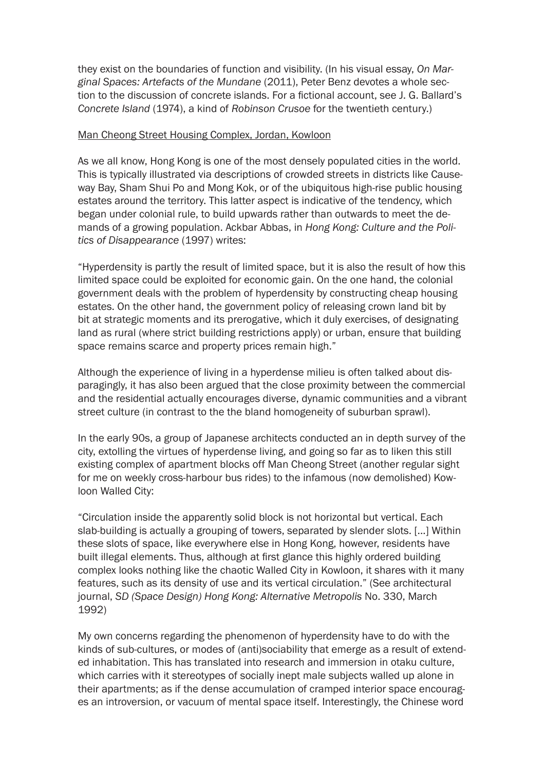they exist on the boundaries of function and visibility. (In his visual essay, *On Marginal Spaces: Artefacts of the Mundane* (2011), Peter Benz devotes a whole section to the discussion of concrete islands. For a fictional account, see J. G. Ballard's *Concrete Island* (1974), a kind of *Robinson Crusoe* for the twentieth century.)

<u>Man Cheong Street Housing Complex, Jordan, Kowloon</u>

As we all know, Hong Kong is one of the most densely populated cities in the world. This is typically illustrated via descriptions of crowded streets in districts like Causeway Bay, Sham Shui Po and Mong Kok, or of the ubiquitous high-rise public housing estates around the territory. This latter aspect is indicative of the tendency, which began under colonial rule, to build upwards rather than outwards to meet the demands of a growing population. Ackbar Abbas, in *Hong Kong: Culture and the Politics of Disappearance* (1997) writes:

"Hyperdensity is partly the result of limited space, but it is also the result of how this limited space could be exploited for economic gain. On the one hand, the colonial government deals with the problem of hyperdensity by constructing cheap housing estates. On the other hand, the government policy of releasing crown land bit by bit at strategic moments and its prerogative, which it duly exercises, of designating land as rural (where strict building restrictions apply) or urban, ensure that building space remains scarce and property prices remain high."

Although the experience of living in a hyperdense milieu is often talked about disparagingly, it has also been argued that the close proximity between the commercial and the residential actually encourages diverse, dynamic communities and a vibrant street culture (in contrast to the the bland homogeneity of suburban sprawl).

In the early 90s, a group of Japanese architects conducted an in depth survey of the city, extolling the virtues of hyperdense living, and going so far as to liken this still existing complex of apartment blocks off Man Cheong Street (another regular sight for me on weekly cross-harbour bus rides) to the infamous (now demolished) Kowloon Walled City:

"Circulation inside the apparently solid block is not horizontal but vertical. Each slab-building is actually a grouping of towers, separated by slender slots. [...] Within these slots of space, like everywhere else in Hong Kong, however, residents have built illegal elements. Thus, although at first glance this highly ordered building complex looks nothing like the chaotic Walled City in Kowloon, it shares with it many features, such as its density of use and its vertical circulation." (See architectural journal, *SD (Space Design) Hong Kong: Alternative Metropolis* No. 330, March 1992)

My own concerns regarding the phenomenon of hyperdensity have to do with the kinds of sub-cultures, or modes of (anti)sociability that emerge as a result of extended inhabitation. This has translated into research and immersion in otaku culture, which carries with it stereotypes of socially inept male subjects walled up alone in their apartments; as if the dense accumulation of cramped interior space encourages an introversion, or vacuum of mental space itself. Interestingly, the Chinese word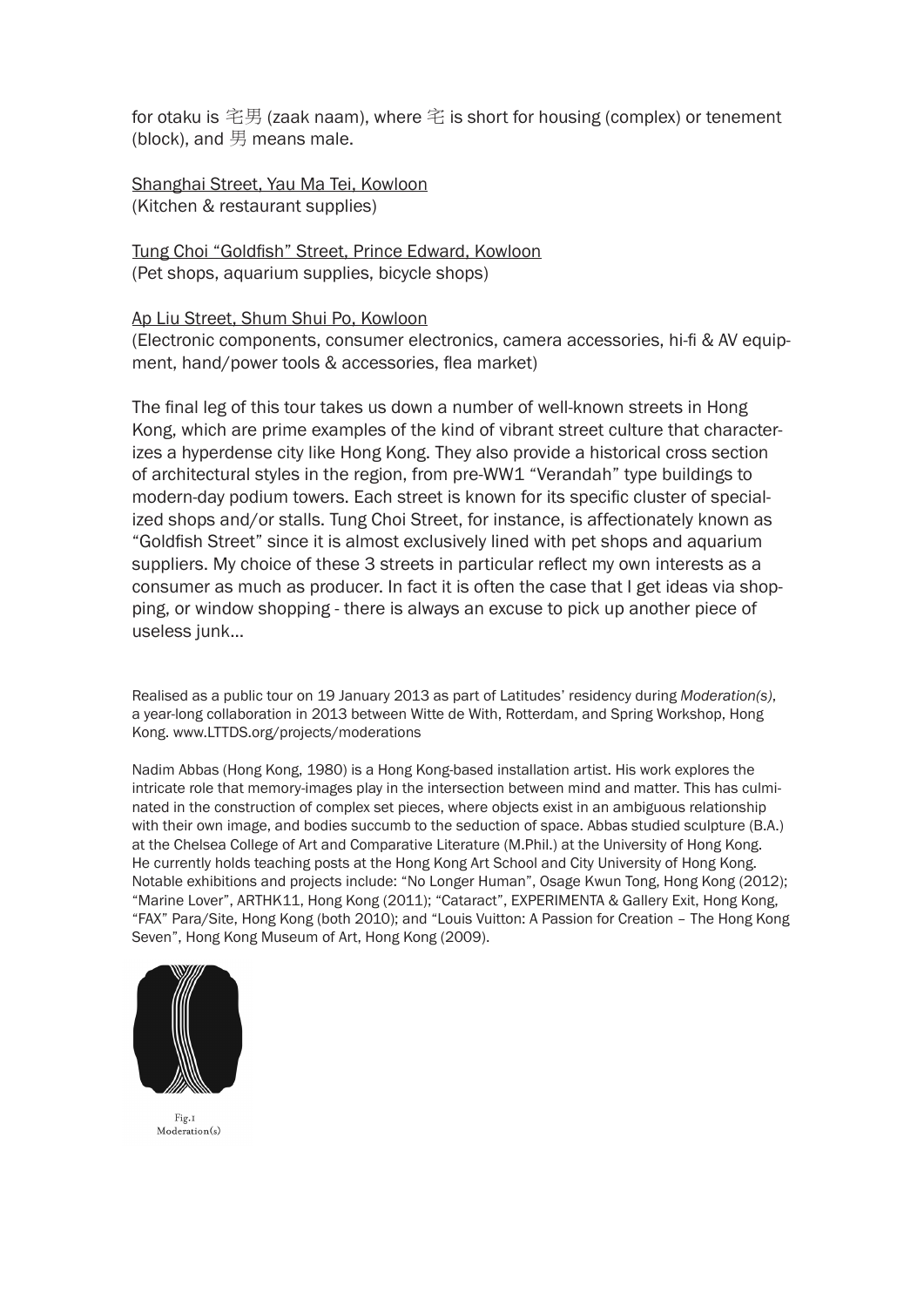for otaku is 宅男 (zaak naam), where 宅 is short for housing (complex) or tenement (block), and 男 means male.

Shanghai Street, Yau Ma Tei, Kowloon
(Kitchen & restaurant supplies)

Tung Choi "Goldfish" Street, Prince Edward, Kowloon
(Pet shops, aquarium supplies, bicycle shops)

Ap Liu Street, Shum Shui Po, Kowloon
(Electronic components, consumer electronics, camera accessories, hi-fi & AV equipment, hand/power tools & accessories, flea market)

The final leg of this tour takes us down a number of well-known streets in Hong Kong, which are prime examples of the kind of vibrant street culture that characterizes a hyperdense city like Hong Kong. They also provide a historical cross section of architectural styles in the region, from pre-WW1 "Verandah" type buildings to modern-day podium towers. Each street is known for its specific cluster of specialized shops and/or stalls. Tung Choi Street, for instance, is affectionately known as "Goldfish Street" since it is almost exclusively lined with pet shops and aquarium suppliers. My choice of these 3 streets in particular reflect my own interests as a consumer as much as producer. In fact it is often the case that I get ideas via shopping, or window shopping - there is always an excuse to pick up another piece of useless junk...

Realised as a public tour on 19 January 2013 as part of Latitudes' residency during *Moderation(s)*, a year-long collaboration in 2013 between Witte de With, Rotterdam, and Spring Workshop, Hong Kong. www.LTTDS.org/projects/moderations

Nadim Abbas (Hong Kong, 1980) is a Hong Kong-based installation artist. His work explores the intricate role that memory-images play in the intersection between mind and matter. This has culminated in the construction of complex set pieces, where objects exist in an ambiguous relationship with their own image, and bodies succumb to the seduction of space. Abbas studied sculpture (B.A.) at the Chelsea College of Art and Comparative Literature (M.Phil.) at the University of Hong Kong. He currently holds teaching posts at the Hong Kong Art School and City University of Hong Kong. Notable exhibitions and projects include: "No Longer Human", Osage Kwun Tong, Hong Kong (2012); "Marine Lover", ARTHK11, Hong Kong (2011); "Cataract", EXPERIMENTA & Gallery Exit, Hong Kong, "FAX" Para/Site, Hong Kong (both 2010); and "Louis Vuitton: A Passion for Creation – The Hong Kong Seven", Hong Kong Museum of Art, Hong Kong (2009).

Fig.1
Moderation(s)